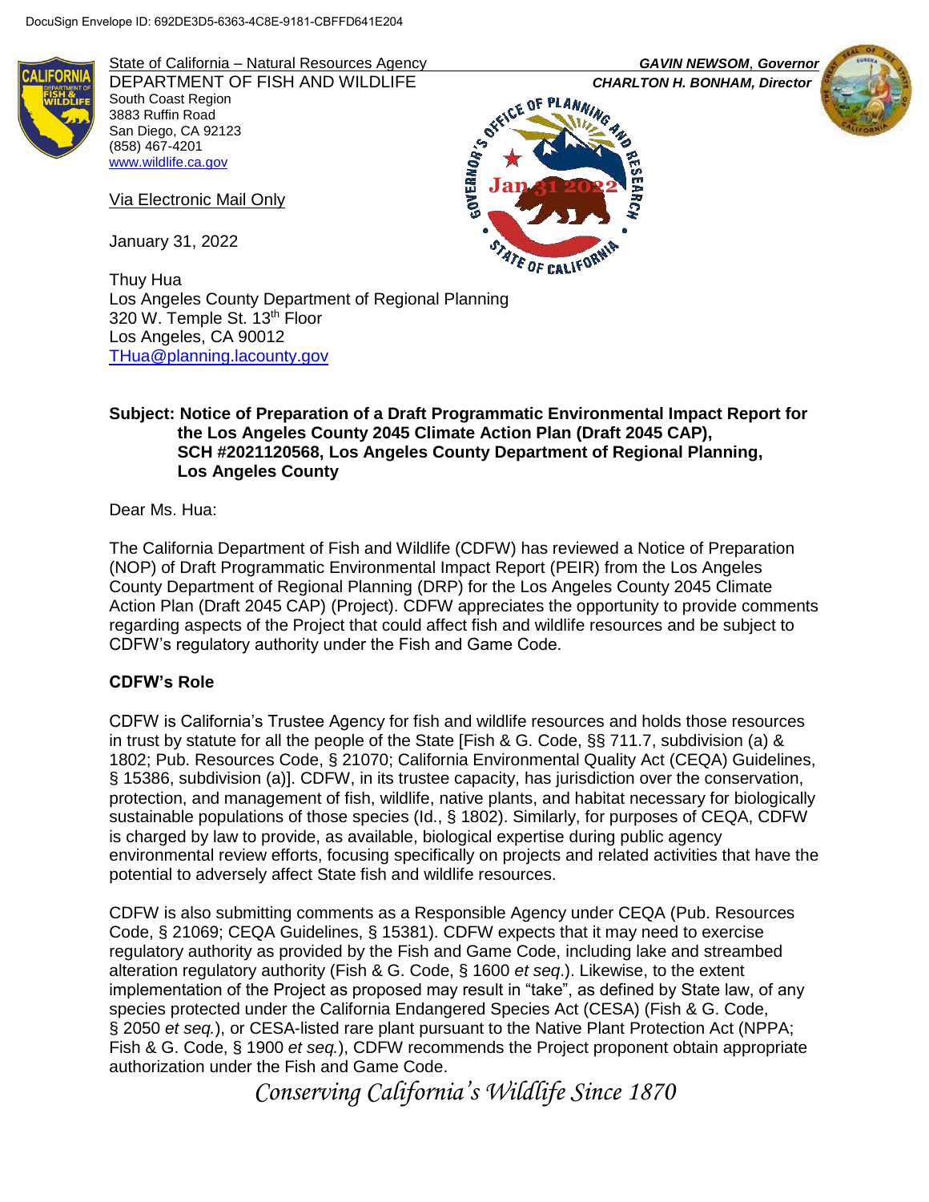DocuSign Envelope ID: 692DE3D5-6363-4C8E-9181-CBFFD641E204

State of California – Natural Resources Agency
DEPARTMENT OF FISH AND WILDLIFE
South Coast Region
3883 Ruffin Road
San Diego, CA 92123
(858) 467-4201
www.wildlife.ca.gov

*GAVIN NEWSOM, Governor*
*CHARLTON H. BONHAM, Director*

GOVERNOR'S OFFICE OF PLANNING AND RESEARCH
Jan 31 2022
STATE OF CALIFORNIA

Via Electronic Mail Only

January 31, 2022

Thuy Hua
Los Angeles County Department of Regional Planning
320 W. Temple St. 13th Floor
Los Angeles, CA 90012
THua@planning.lacounty.gov

**Subject: Notice of Preparation of a Draft Programmatic Environmental Impact Report for the Los Angeles County 2045 Climate Action Plan (Draft 2045 CAP), SCH #2021120568, Los Angeles County Department of Regional Planning, Los Angeles County**

Dear Ms. Hua:

The California Department of Fish and Wildlife (CDFW) has reviewed a Notice of Preparation (NOP) of Draft Programmatic Environmental Impact Report (PEIR) from the Los Angeles County Department of Regional Planning (DRP) for the Los Angeles County 2045 Climate Action Plan (Draft 2045 CAP) (Project). CDFW appreciates the opportunity to provide comments regarding aspects of the Project that could affect fish and wildlife resources and be subject to CDFW's regulatory authority under the Fish and Game Code.

## CDFW's Role

CDFW is California's Trustee Agency for fish and wildlife resources and holds those resources in trust by statute for all the people of the State [Fish & G. Code, §§ 711.7, subdivision (a) & 1802; Pub. Resources Code, § 21070; California Environmental Quality Act (CEQA) Guidelines, § 15386, subdivision (a)]. CDFW, in its trustee capacity, has jurisdiction over the conservation, protection, and management of fish, wildlife, native plants, and habitat necessary for biologically sustainable populations of those species (Id., § 1802). Similarly, for purposes of CEQA, CDFW is charged by law to provide, as available, biological expertise during public agency environmental review efforts, focusing specifically on projects and related activities that have the potential to adversely affect State fish and wildlife resources.

CDFW is also submitting comments as a Responsible Agency under CEQA (Pub. Resources Code, § 21069; CEQA Guidelines, § 15381). CDFW expects that it may need to exercise regulatory authority as provided by the Fish and Game Code, including lake and streambed alteration regulatory authority (Fish & G. Code, § 1600 *et seq*.). Likewise, to the extent implementation of the Project as proposed may result in "take", as defined by State law, of any species protected under the California Endangered Species Act (CESA) (Fish & G. Code, § 2050 *et seq.*), or CESA-listed rare plant pursuant to the Native Plant Protection Act (NPPA; Fish & G. Code, § 1900 *et seq.*), CDFW recommends the Project proponent obtain appropriate authorization under the Fish and Game Code.

*Conserving California's Wildlife Since 1870*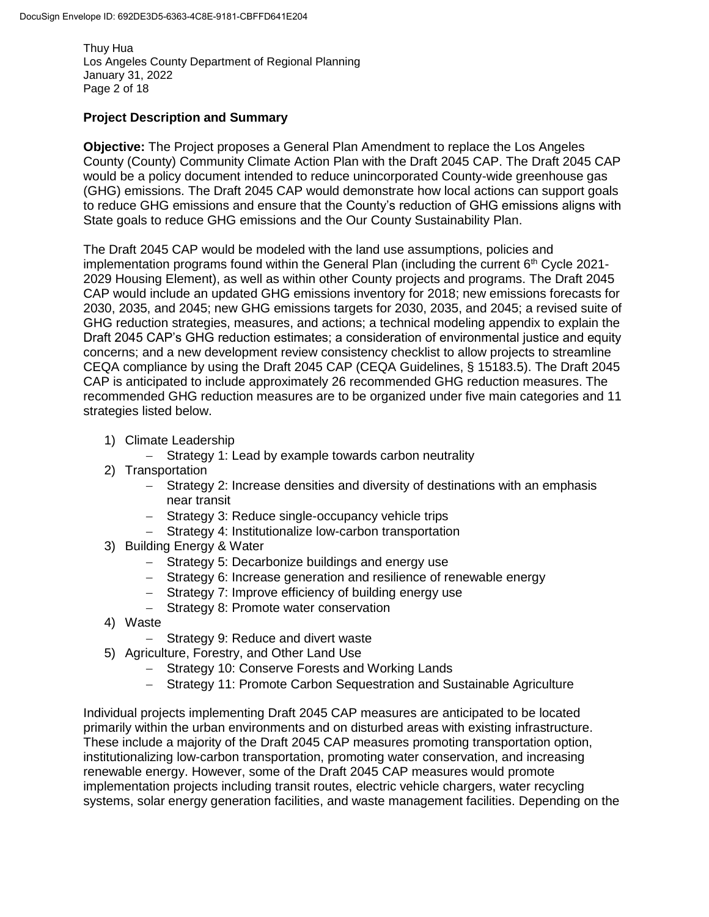## Project Description and Summary

**Objective:** The Project proposes a General Plan Amendment to replace the Los Angeles County (County) Community Climate Action Plan with the Draft 2045 CAP. The Draft 2045 CAP would be a policy document intended to reduce unincorporated County-wide greenhouse gas (GHG) emissions. The Draft 2045 CAP would demonstrate how local actions can support goals to reduce GHG emissions and ensure that the County's reduction of GHG emissions aligns with State goals to reduce GHG emissions and the Our County Sustainability Plan.

The Draft 2045 CAP would be modeled with the land use assumptions, policies and implementation programs found within the General Plan (including the current 6th Cycle 2021-2029 Housing Element), as well as within other County projects and programs. The Draft 2045 CAP would include an updated GHG emissions inventory for 2018; new emissions forecasts for 2030, 2035, and 2045; new GHG emissions targets for 2030, 2035, and 2045; a revised suite of GHG reduction strategies, measures, and actions; a technical modeling appendix to explain the Draft 2045 CAP's GHG reduction estimates; a consideration of environmental justice and equity concerns; and a new development review consistency checklist to allow projects to streamline CEQA compliance by using the Draft 2045 CAP (CEQA Guidelines, § 15183.5). The Draft 2045 CAP is anticipated to include approximately 26 recommended GHG reduction measures. The recommended GHG reduction measures are to be organized under five main categories and 11 strategies listed below.

1) Climate Leadership
   - Strategy 1: Lead by example towards carbon neutrality
2) Transportation
   - Strategy 2: Increase densities and diversity of destinations with an emphasis near transit
   - Strategy 3: Reduce single-occupancy vehicle trips
   - Strategy 4: Institutionalize low-carbon transportation
3) Building Energy & Water
   - Strategy 5: Decarbonize buildings and energy use
   - Strategy 6: Increase generation and resilience of renewable energy
   - Strategy 7: Improve efficiency of building energy use
   - Strategy 8: Promote water conservation
4) Waste
   - Strategy 9: Reduce and divert waste
5) Agriculture, Forestry, and Other Land Use
   - Strategy 10: Conserve Forests and Working Lands
   - Strategy 11: Promote Carbon Sequestration and Sustainable Agriculture

Individual projects implementing Draft 2045 CAP measures are anticipated to be located primarily within the urban environments and on disturbed areas with existing infrastructure. These include a majority of the Draft 2045 CAP measures promoting transportation option, institutionalizing low-carbon transportation, promoting water conservation, and increasing renewable energy. However, some of the Draft 2045 CAP measures would promote implementation projects including transit routes, electric vehicle chargers, water recycling systems, solar energy generation facilities, and waste management facilities. Depending on the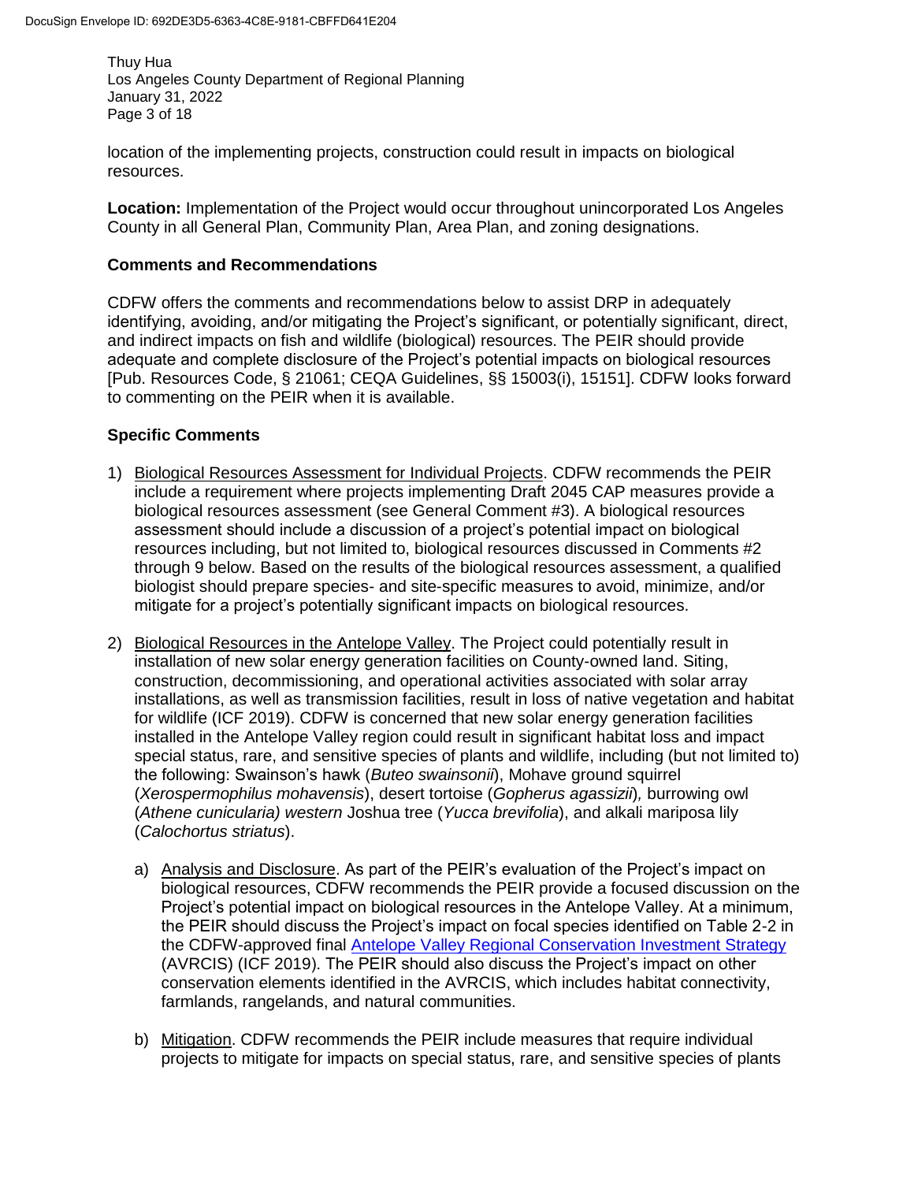location of the implementing projects, construction could result in impacts on biological resources.

**Location:** Implementation of the Project would occur throughout unincorporated Los Angeles County in all General Plan, Community Plan, Area Plan, and zoning designations.

## Comments and Recommendations

CDFW offers the comments and recommendations below to assist DRP in adequately identifying, avoiding, and/or mitigating the Project's significant, or potentially significant, direct, and indirect impacts on fish and wildlife (biological) resources. The PEIR should provide adequate and complete disclosure of the Project's potential impacts on biological resources [Pub. Resources Code, § 21061; CEQA Guidelines, §§ 15003(i), 15151]. CDFW looks forward to commenting on the PEIR when it is available.

## Specific Comments

1) Biological Resources Assessment for Individual Projects. CDFW recommends the PEIR include a requirement where projects implementing Draft 2045 CAP measures provide a biological resources assessment (see General Comment #3). A biological resources assessment should include a discussion of a project's potential impact on biological resources including, but not limited to, biological resources discussed in Comments #2 through 9 below. Based on the results of the biological resources assessment, a qualified biologist should prepare species- and site-specific measures to avoid, minimize, and/or mitigate for a project's potentially significant impacts on biological resources.

2) Biological Resources in the Antelope Valley. The Project could potentially result in installation of new solar energy generation facilities on County-owned land. Siting, construction, decommissioning, and operational activities associated with solar array installations, as well as transmission facilities, result in loss of native vegetation and habitat for wildlife (ICF 2019). CDFW is concerned that new solar energy generation facilities installed in the Antelope Valley region could result in significant habitat loss and impact special status, rare, and sensitive species of plants and wildlife, including (but not limited to) the following: Swainson's hawk (*Buteo swainsonii*), Mohave ground squirrel (*Xerospermophilus mohavensis*), desert tortoise (*Gopherus agassizii*), burrowing owl (*Athene cunicularia) western* Joshua tree (*Yucca brevifolia*), and alkali mariposa lily (*Calochortus striatus*).

    a) Analysis and Disclosure. As part of the PEIR's evaluation of the Project's impact on biological resources, CDFW recommends the PEIR provide a focused discussion on the Project's potential impact on biological resources in the Antelope Valley. At a minimum, the PEIR should discuss the Project's impact on focal species identified on Table 2-2 in the CDFW-approved final Antelope Valley Regional Conservation Investment Strategy (AVRCIS) (ICF 2019). The PEIR should also discuss the Project's impact on other conservation elements identified in the AVRCIS, which includes habitat connectivity, farmlands, rangelands, and natural communities.

    b) Mitigation. CDFW recommends the PEIR include measures that require individual projects to mitigate for impacts on special status, rare, and sensitive species of plants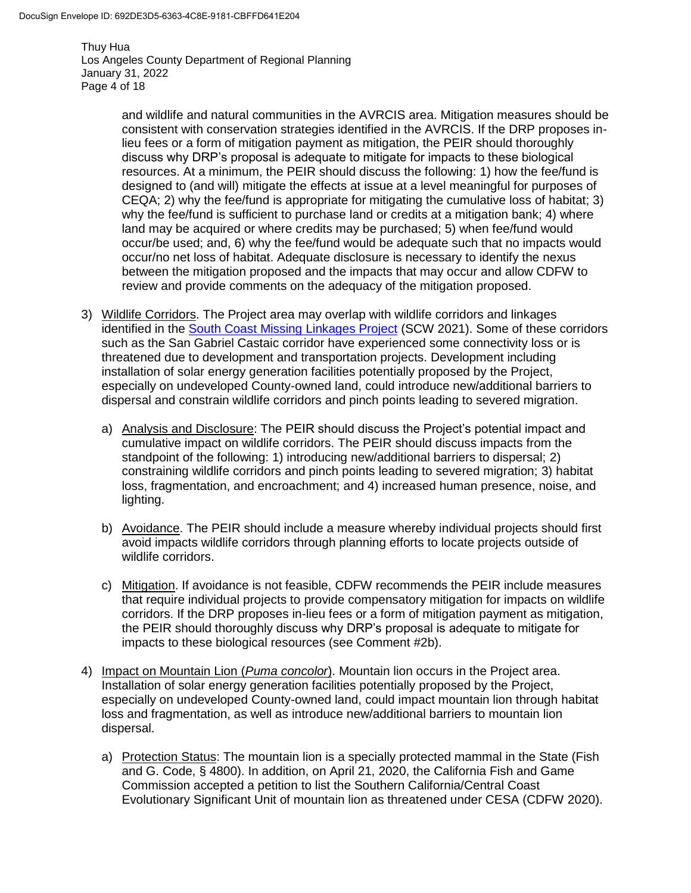and wildlife and natural communities in the AVRCIS area. Mitigation measures should be consistent with conservation strategies identified in the AVRCIS. If the DRP proposes in-lieu fees or a form of mitigation payment as mitigation, the PEIR should thoroughly discuss why DRP's proposal is adequate to mitigate for impacts to these biological resources. At a minimum, the PEIR should discuss the following: 1) how the fee/fund is designed to (and will) mitigate the effects at issue at a level meaningful for purposes of CEQA; 2) why the fee/fund is appropriate for mitigating the cumulative loss of habitat; 3) why the fee/fund is sufficient to purchase land or credits at a mitigation bank; 4) where land may be acquired or where credits may be purchased; 5) when fee/fund would occur/be used; and, 6) why the fee/fund would be adequate such that no impacts would occur/no net loss of habitat. Adequate disclosure is necessary to identify the nexus between the mitigation proposed and the impacts that may occur and allow CDFW to review and provide comments on the adequacy of the mitigation proposed.

3) Wildlife Corridors. The Project area may overlap with wildlife corridors and linkages identified in the South Coast Missing Linkages Project (SCW 2021). Some of these corridors such as the San Gabriel Castaic corridor have experienced some connectivity loss or is threatened due to development and transportation projects. Development including installation of solar energy generation facilities potentially proposed by the Project, especially on undeveloped County-owned land, could introduce new/additional barriers to dispersal and constrain wildlife corridors and pinch points leading to severed migration.

   a) Analysis and Disclosure: The PEIR should discuss the Project's potential impact and cumulative impact on wildlife corridors. The PEIR should discuss impacts from the standpoint of the following: 1) introducing new/additional barriers to dispersal; 2) constraining wildlife corridors and pinch points leading to severed migration; 3) habitat loss, fragmentation, and encroachment; and 4) increased human presence, noise, and lighting.

   b) Avoidance. The PEIR should include a measure whereby individual projects should first avoid impacts wildlife corridors through planning efforts to locate projects outside of wildlife corridors.

   c) Mitigation. If avoidance is not feasible, CDFW recommends the PEIR include measures that require individual projects to provide compensatory mitigation for impacts on wildlife corridors. If the DRP proposes in-lieu fees or a form of mitigation payment as mitigation, the PEIR should thoroughly discuss why DRP's proposal is adequate to mitigate for impacts to these biological resources (see Comment #2b).

4) Impact on Mountain Lion (*Puma concolor*). Mountain lion occurs in the Project area. Installation of solar energy generation facilities potentially proposed by the Project, especially on undeveloped County-owned land, could impact mountain lion through habitat loss and fragmentation, as well as introduce new/additional barriers to mountain lion dispersal.

   a) Protection Status: The mountain lion is a specially protected mammal in the State (Fish and G. Code, § 4800). In addition, on April 21, 2020, the California Fish and Game Commission accepted a petition to list the Southern California/Central Coast Evolutionary Significant Unit of mountain lion as threatened under CESA (CDFW 2020).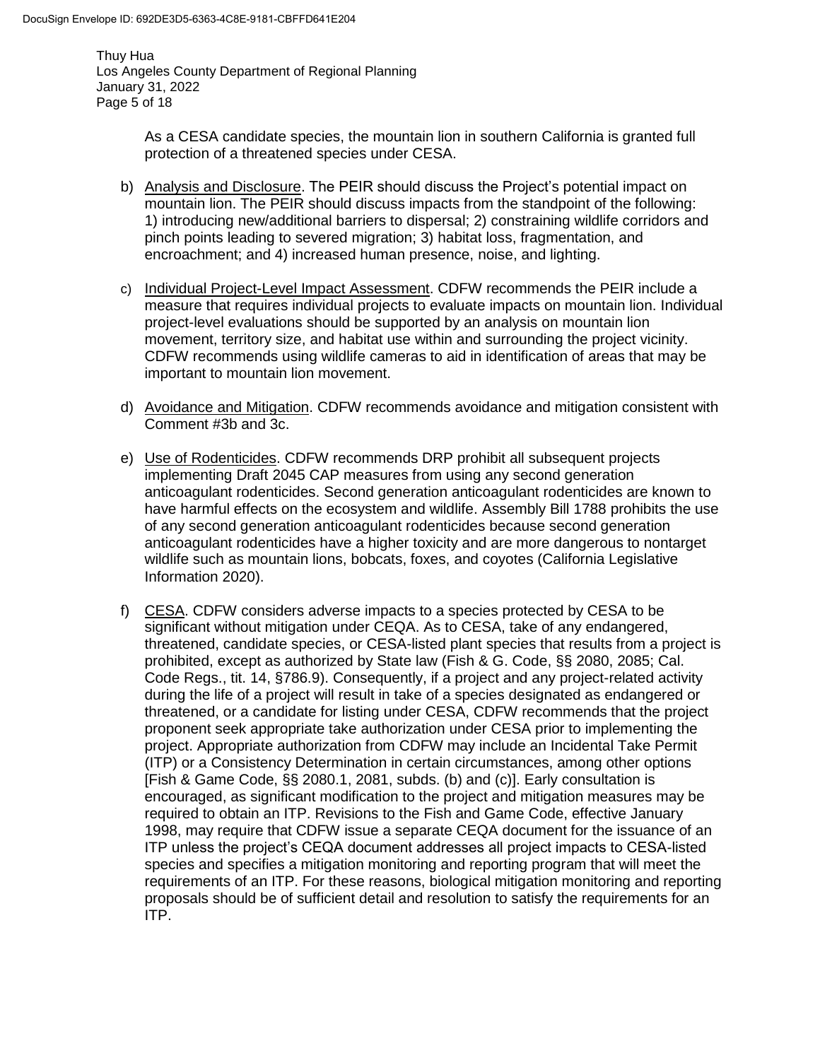As a CESA candidate species, the mountain lion in southern California is granted full protection of a threatened species under CESA.

b) Analysis and Disclosure. The PEIR should discuss the Project's potential impact on mountain lion. The PEIR should discuss impacts from the standpoint of the following: 1) introducing new/additional barriers to dispersal; 2) constraining wildlife corridors and pinch points leading to severed migration; 3) habitat loss, fragmentation, and encroachment; and 4) increased human presence, noise, and lighting.

c) Individual Project-Level Impact Assessment. CDFW recommends the PEIR include a measure that requires individual projects to evaluate impacts on mountain lion. Individual project-level evaluations should be supported by an analysis on mountain lion movement, territory size, and habitat use within and surrounding the project vicinity. CDFW recommends using wildlife cameras to aid in identification of areas that may be important to mountain lion movement.

d) Avoidance and Mitigation. CDFW recommends avoidance and mitigation consistent with Comment #3b and 3c.

e) Use of Rodenticides. CDFW recommends DRP prohibit all subsequent projects implementing Draft 2045 CAP measures from using any second generation anticoagulant rodenticides. Second generation anticoagulant rodenticides are known to have harmful effects on the ecosystem and wildlife. Assembly Bill 1788 prohibits the use of any second generation anticoagulant rodenticides because second generation anticoagulant rodenticides have a higher toxicity and are more dangerous to nontarget wildlife such as mountain lions, bobcats, foxes, and coyotes (California Legislative Information 2020).

f) CESA. CDFW considers adverse impacts to a species protected by CESA to be significant without mitigation under CEQA. As to CESA, take of any endangered, threatened, candidate species, or CESA-listed plant species that results from a project is prohibited, except as authorized by State law (Fish & G. Code, §§ 2080, 2085; Cal. Code Regs., tit. 14, §786.9). Consequently, if a project and any project-related activity during the life of a project will result in take of a species designated as endangered or threatened, or a candidate for listing under CESA, CDFW recommends that the project proponent seek appropriate take authorization under CESA prior to implementing the project. Appropriate authorization from CDFW may include an Incidental Take Permit (ITP) or a Consistency Determination in certain circumstances, among other options [Fish & Game Code, §§ 2080.1, 2081, subds. (b) and (c)]. Early consultation is encouraged, as significant modification to the project and mitigation measures may be required to obtain an ITP. Revisions to the Fish and Game Code, effective January 1998, may require that CDFW issue a separate CEQA document for the issuance of an ITP unless the project's CEQA document addresses all project impacts to CESA-listed species and specifies a mitigation monitoring and reporting program that will meet the requirements of an ITP. For these reasons, biological mitigation monitoring and reporting proposals should be of sufficient detail and resolution to satisfy the requirements for an ITP.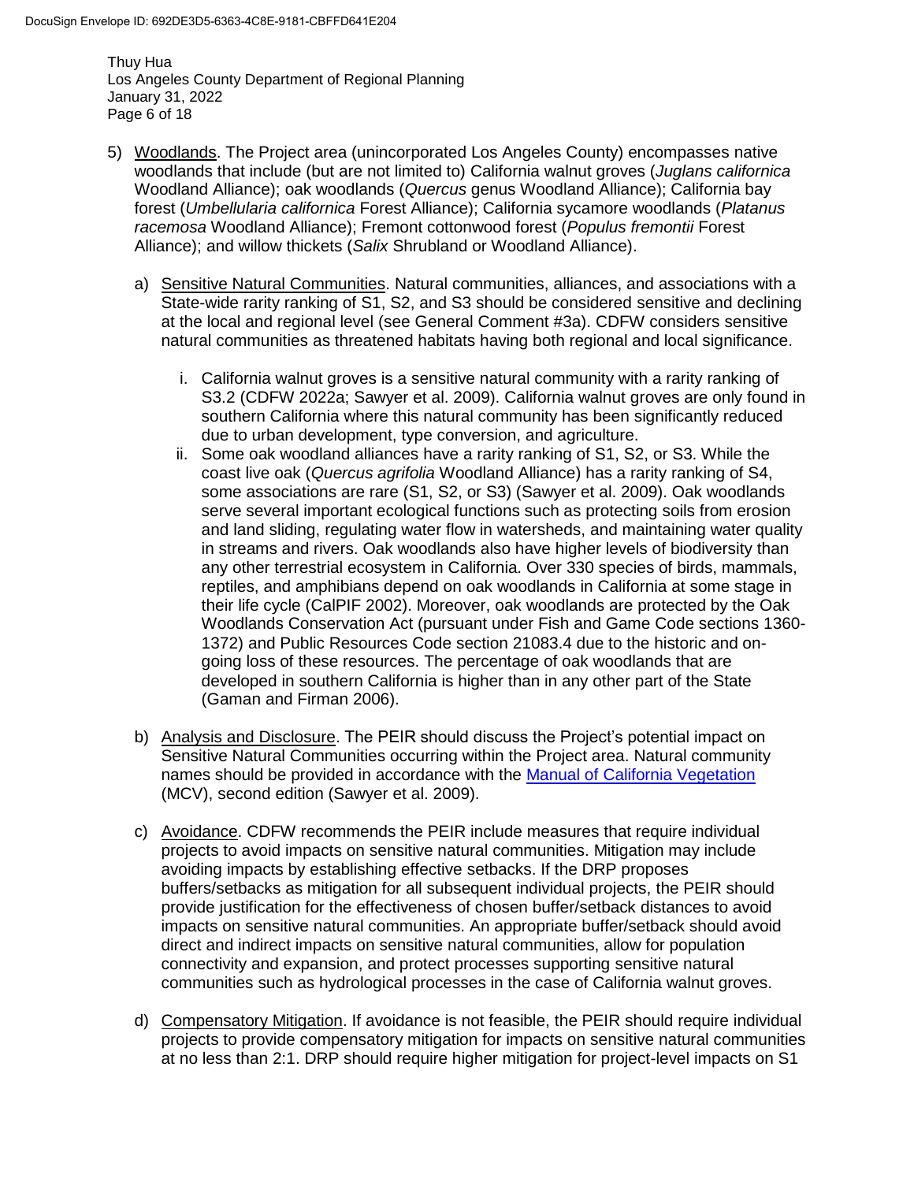5) Woodlands. The Project area (unincorporated Los Angeles County) encompasses native woodlands that include (but are not limited to) California walnut groves (*Juglans californica* Woodland Alliance); oak woodlands (*Quercus* genus Woodland Alliance); California bay forest (*Umbellularia californica* Forest Alliance); California sycamore woodlands (*Platanus racemosa* Woodland Alliance); Fremont cottonwood forest (*Populus fremontii* Forest Alliance); and willow thickets (*Salix* Shrubland or Woodland Alliance).

   a) Sensitive Natural Communities. Natural communities, alliances, and associations with a State-wide rarity ranking of S1, S2, and S3 should be considered sensitive and declining at the local and regional level (see General Comment #3a). CDFW considers sensitive natural communities as threatened habitats having both regional and local significance.

      i. California walnut groves is a sensitive natural community with a rarity ranking of S3.2 (CDFW 2022a; Sawyer et al. 2009). California walnut groves are only found in southern California where this natural community has been significantly reduced due to urban development, type conversion, and agriculture.

      ii. Some oak woodland alliances have a rarity ranking of S1, S2, or S3. While the coast live oak (*Quercus agrifolia* Woodland Alliance) has a rarity ranking of S4, some associations are rare (S1, S2, or S3) (Sawyer et al. 2009). Oak woodlands serve several important ecological functions such as protecting soils from erosion and land sliding, regulating water flow in watersheds, and maintaining water quality in streams and rivers. Oak woodlands also have higher levels of biodiversity than any other terrestrial ecosystem in California. Over 330 species of birds, mammals, reptiles, and amphibians depend on oak woodlands in California at some stage in their life cycle (CalPIF 2002). Moreover, oak woodlands are protected by the Oak Woodlands Conservation Act (pursuant under Fish and Game Code sections 1360-1372) and Public Resources Code section 21083.4 due to the historic and on-going loss of these resources. The percentage of oak woodlands that are developed in southern California is higher than in any other part of the State (Gaman and Firman 2006).

   b) Analysis and Disclosure. The PEIR should discuss the Project's potential impact on Sensitive Natural Communities occurring within the Project area. Natural community names should be provided in accordance with the Manual of California Vegetation (MCV), second edition (Sawyer et al. 2009).

   c) Avoidance. CDFW recommends the PEIR include measures that require individual projects to avoid impacts on sensitive natural communities. Mitigation may include avoiding impacts by establishing effective setbacks. If the DRP proposes buffers/setbacks as mitigation for all subsequent individual projects, the PEIR should provide justification for the effectiveness of chosen buffer/setback distances to avoid impacts on sensitive natural communities. An appropriate buffer/setback should avoid direct and indirect impacts on sensitive natural communities, allow for population connectivity and expansion, and protect processes supporting sensitive natural communities such as hydrological processes in the case of California walnut groves.

   d) Compensatory Mitigation. If avoidance is not feasible, the PEIR should require individual projects to provide compensatory mitigation for impacts on sensitive natural communities at no less than 2:1. DRP should require higher mitigation for project-level impacts on S1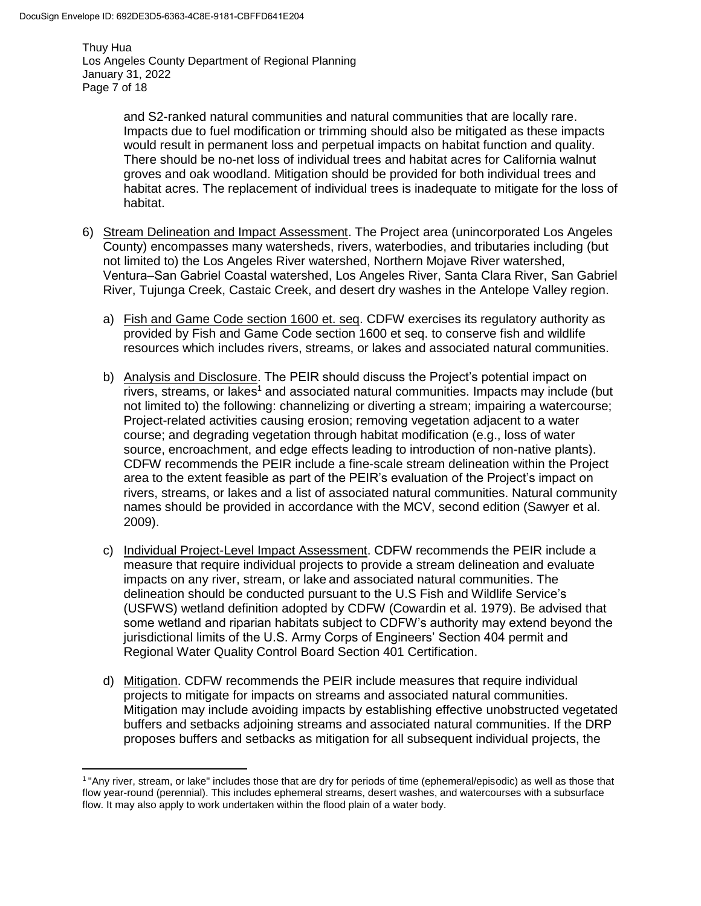and S2-ranked natural communities and natural communities that are locally rare. Impacts due to fuel modification or trimming should also be mitigated as these impacts would result in permanent loss and perpetual impacts on habitat function and quality. There should be no-net loss of individual trees and habitat acres for California walnut groves and oak woodland. Mitigation should be provided for both individual trees and habitat acres. The replacement of individual trees is inadequate to mitigate for the loss of habitat.

6) Stream Delineation and Impact Assessment. The Project area (unincorporated Los Angeles County) encompasses many watersheds, rivers, waterbodies, and tributaries including (but not limited to) the Los Angeles River watershed, Northern Mojave River watershed, Ventura–San Gabriel Coastal watershed, Los Angeles River, Santa Clara River, San Gabriel River, Tujunga Creek, Castaic Creek, and desert dry washes in the Antelope Valley region.

   a) Fish and Game Code section 1600 et. seq. CDFW exercises its regulatory authority as provided by Fish and Game Code section 1600 et seq. to conserve fish and wildlife resources which includes rivers, streams, or lakes and associated natural communities.

   b) Analysis and Disclosure. The PEIR should discuss the Project's potential impact on rivers, streams, or lakes[1] and associated natural communities. Impacts may include (but not limited to) the following: channelizing or diverting a stream; impairing a watercourse; Project-related activities causing erosion; removing vegetation adjacent to a water course; and degrading vegetation through habitat modification (e.g., loss of water source, encroachment, and edge effects leading to introduction of non-native plants). CDFW recommends the PEIR include a fine-scale stream delineation within the Project area to the extent feasible as part of the PEIR's evaluation of the Project's impact on rivers, streams, or lakes and a list of associated natural communities. Natural community names should be provided in accordance with the MCV, second edition (Sawyer et al. 2009).

   c) Individual Project-Level Impact Assessment. CDFW recommends the PEIR include a measure that require individual projects to provide a stream delineation and evaluate impacts on any river, stream, or lake and associated natural communities. The delineation should be conducted pursuant to the U.S Fish and Wildlife Service's (USFWS) wetland definition adopted by CDFW (Cowardin et al. 1979). Be advised that some wetland and riparian habitats subject to CDFW's authority may extend beyond the jurisdictional limits of the U.S. Army Corps of Engineers' Section 404 permit and Regional Water Quality Control Board Section 401 Certification.

   d) Mitigation. CDFW recommends the PEIR include measures that require individual projects to mitigate for impacts on streams and associated natural communities. Mitigation may include avoiding impacts by establishing effective unobstructed vegetated buffers and setbacks adjoining streams and associated natural communities. If the DRP proposes buffers and setbacks as mitigation for all subsequent individual projects, the

[1] "Any river, stream, or lake" includes those that are dry for periods of time (ephemeral/episodic) as well as those that flow year-round (perennial). This includes ephemeral streams, desert washes, and watercourses with a subsurface flow. It may also apply to work undertaken within the flood plain of a water body.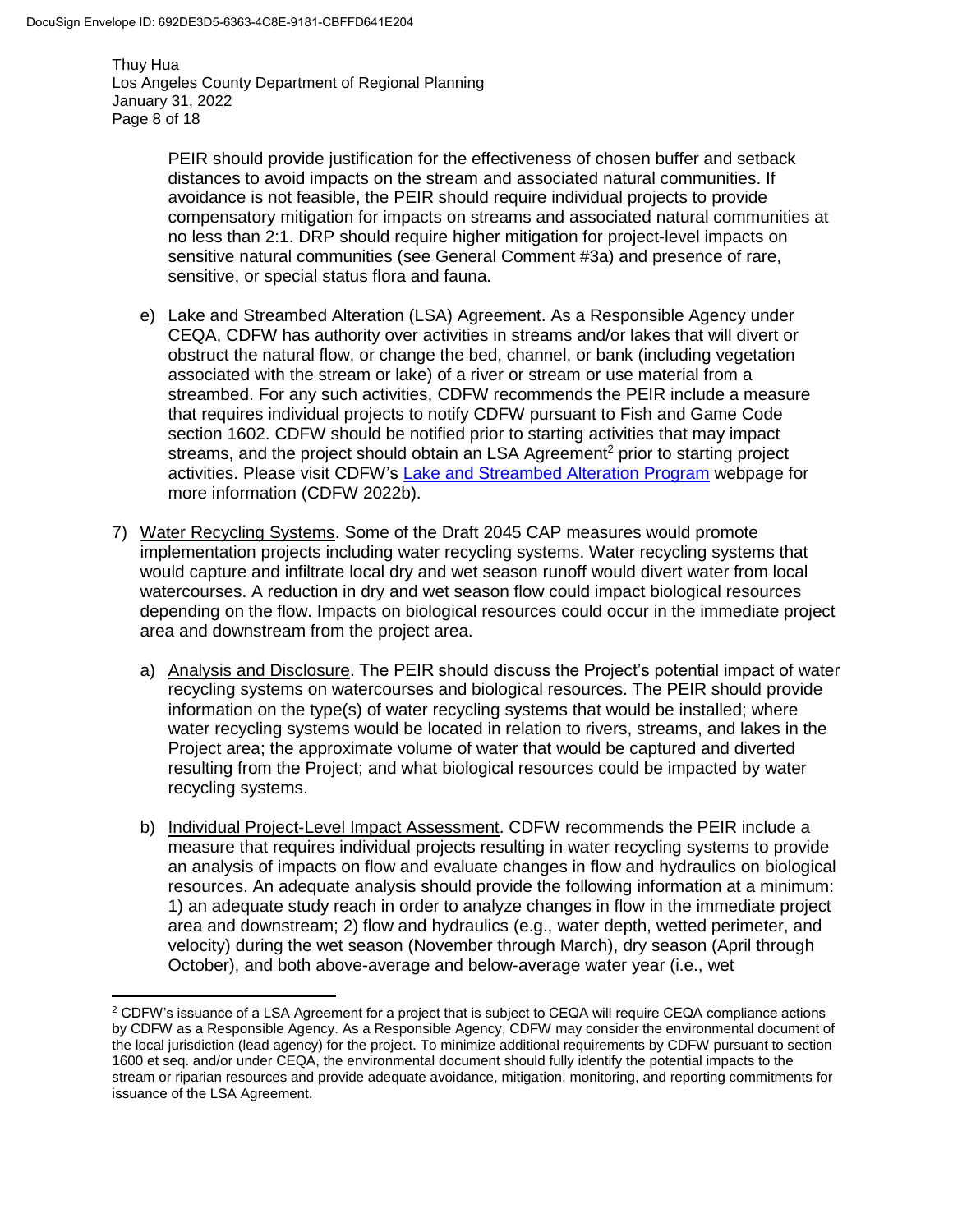PEIR should provide justification for the effectiveness of chosen buffer and setback distances to avoid impacts on the stream and associated natural communities. If avoidance is not feasible, the PEIR should require individual projects to provide compensatory mitigation for impacts on streams and associated natural communities at no less than 2:1. DRP should require higher mitigation for project-level impacts on sensitive natural communities (see General Comment #3a) and presence of rare, sensitive, or special status flora and fauna.

e) Lake and Streambed Alteration (LSA) Agreement. As a Responsible Agency under CEQA, CDFW has authority over activities in streams and/or lakes that will divert or obstruct the natural flow, or change the bed, channel, or bank (including vegetation associated with the stream or lake) of a river or stream or use material from a streambed. For any such activities, CDFW recommends the PEIR include a measure that requires individual projects to notify CDFW pursuant to Fish and Game Code section 1602. CDFW should be notified prior to starting activities that may impact streams, and the project should obtain an LSA Agreement[2] prior to starting project activities. Please visit CDFW's Lake and Streambed Alteration Program webpage for more information (CDFW 2022b).

7) Water Recycling Systems. Some of the Draft 2045 CAP measures would promote implementation projects including water recycling systems. Water recycling systems that would capture and infiltrate local dry and wet season runoff would divert water from local watercourses. A reduction in dry and wet season flow could impact biological resources depending on the flow. Impacts on biological resources could occur in the immediate project area and downstream from the project area.

   a) Analysis and Disclosure. The PEIR should discuss the Project's potential impact of water recycling systems on watercourses and biological resources. The PEIR should provide information on the type(s) of water recycling systems that would be installed; where water recycling systems would be located in relation to rivers, streams, and lakes in the Project area; the approximate volume of water that would be captured and diverted resulting from the Project; and what biological resources could be impacted by water recycling systems.

   b) Individual Project-Level Impact Assessment. CDFW recommends the PEIR include a measure that requires individual projects resulting in water recycling systems to provide an analysis of impacts on flow and evaluate changes in flow and hydraulics on biological resources. An adequate analysis should provide the following information at a minimum: 1) an adequate study reach in order to analyze changes in flow in the immediate project area and downstream; 2) flow and hydraulics (e.g., water depth, wetted perimeter, and velocity) during the wet season (November through March), dry season (April through October), and both above-average and below-average water year (i.e., wet

---

[2] CDFW's issuance of a LSA Agreement for a project that is subject to CEQA will require CEQA compliance actions by CDFW as a Responsible Agency. As a Responsible Agency, CDFW may consider the environmental document of the local jurisdiction (lead agency) for the project. To minimize additional requirements by CDFW pursuant to section 1600 et seq. and/or under CEQA, the environmental document should fully identify the potential impacts to the stream or riparian resources and provide adequate avoidance, mitigation, monitoring, and reporting commitments for issuance of the LSA Agreement.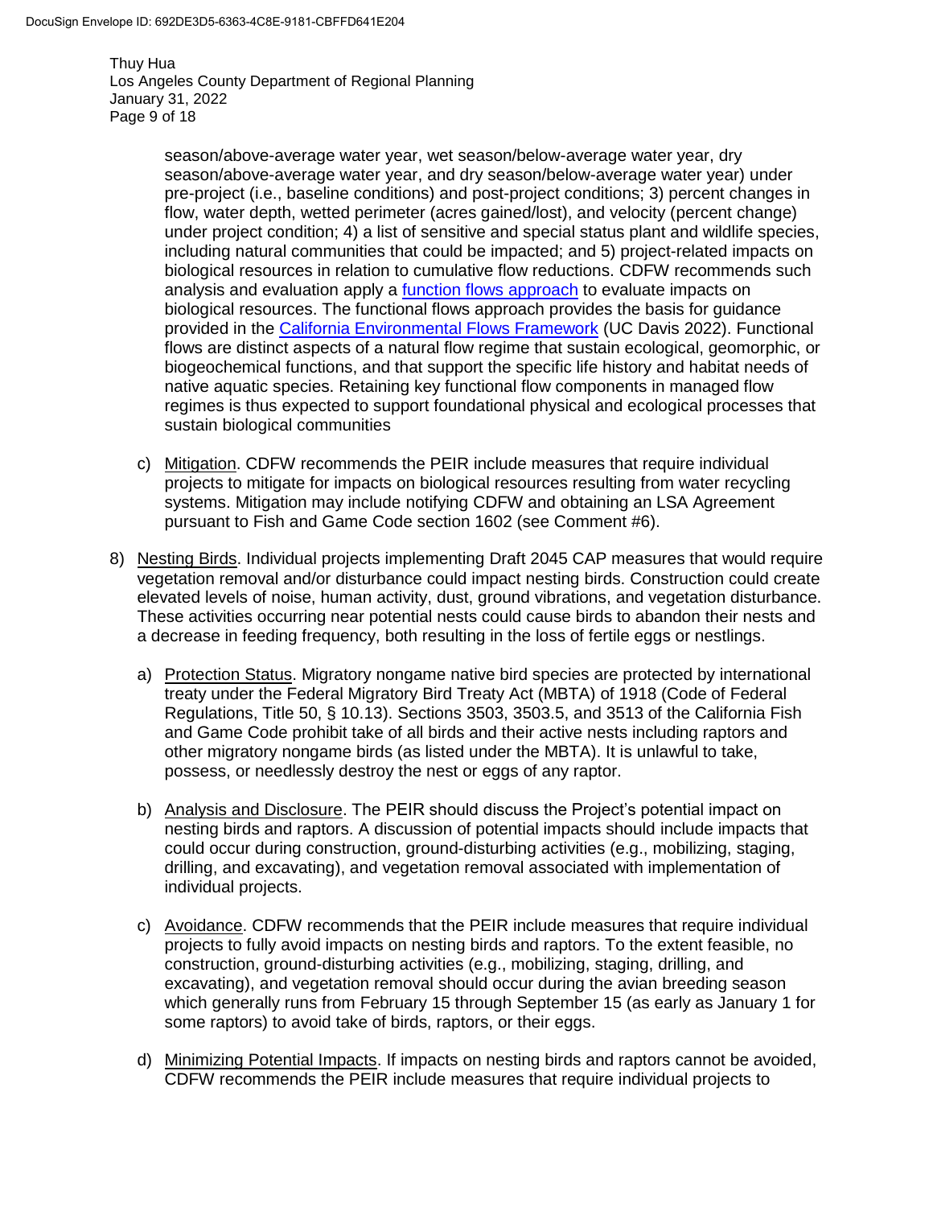season/above-average water year, wet season/below-average water year, dry season/above-average water year, and dry season/below-average water year) under pre-project (i.e., baseline conditions) and post-project conditions; 3) percent changes in flow, water depth, wetted perimeter (acres gained/lost), and velocity (percent change) under project condition; 4) a list of sensitive and special status plant and wildlife species, including natural communities that could be impacted; and 5) project-related impacts on biological resources in relation to cumulative flow reductions. CDFW recommends such analysis and evaluation apply a function flows approach to evaluate impacts on biological resources. The functional flows approach provides the basis for guidance provided in the California Environmental Flows Framework (UC Davis 2022). Functional flows are distinct aspects of a natural flow regime that sustain ecological, geomorphic, or biogeochemical functions, and that support the specific life history and habitat needs of native aquatic species. Retaining key functional flow components in managed flow regimes is thus expected to support foundational physical and ecological processes that sustain biological communities

c) Mitigation. CDFW recommends the PEIR include measures that require individual projects to mitigate for impacts on biological resources resulting from water recycling systems. Mitigation may include notifying CDFW and obtaining an LSA Agreement pursuant to Fish and Game Code section 1602 (see Comment #6).

8) Nesting Birds. Individual projects implementing Draft 2045 CAP measures that would require vegetation removal and/or disturbance could impact nesting birds. Construction could create elevated levels of noise, human activity, dust, ground vibrations, and vegetation disturbance. These activities occurring near potential nests could cause birds to abandon their nests and a decrease in feeding frequency, both resulting in the loss of fertile eggs or nestlings.

   a) Protection Status. Migratory nongame native bird species are protected by international treaty under the Federal Migratory Bird Treaty Act (MBTA) of 1918 (Code of Federal Regulations, Title 50, § 10.13). Sections 3503, 3503.5, and 3513 of the California Fish and Game Code prohibit take of all birds and their active nests including raptors and other migratory nongame birds (as listed under the MBTA). It is unlawful to take, possess, or needlessly destroy the nest or eggs of any raptor.

   b) Analysis and Disclosure. The PEIR should discuss the Project's potential impact on nesting birds and raptors. A discussion of potential impacts should include impacts that could occur during construction, ground-disturbing activities (e.g., mobilizing, staging, drilling, and excavating), and vegetation removal associated with implementation of individual projects.

   c) Avoidance. CDFW recommends that the PEIR include measures that require individual projects to fully avoid impacts on nesting birds and raptors. To the extent feasible, no construction, ground-disturbing activities (e.g., mobilizing, staging, drilling, and excavating), and vegetation removal should occur during the avian breeding season which generally runs from February 15 through September 15 (as early as January 1 for some raptors) to avoid take of birds, raptors, or their eggs.

   d) Minimizing Potential Impacts. If impacts on nesting birds and raptors cannot be avoided, CDFW recommends the PEIR include measures that require individual projects to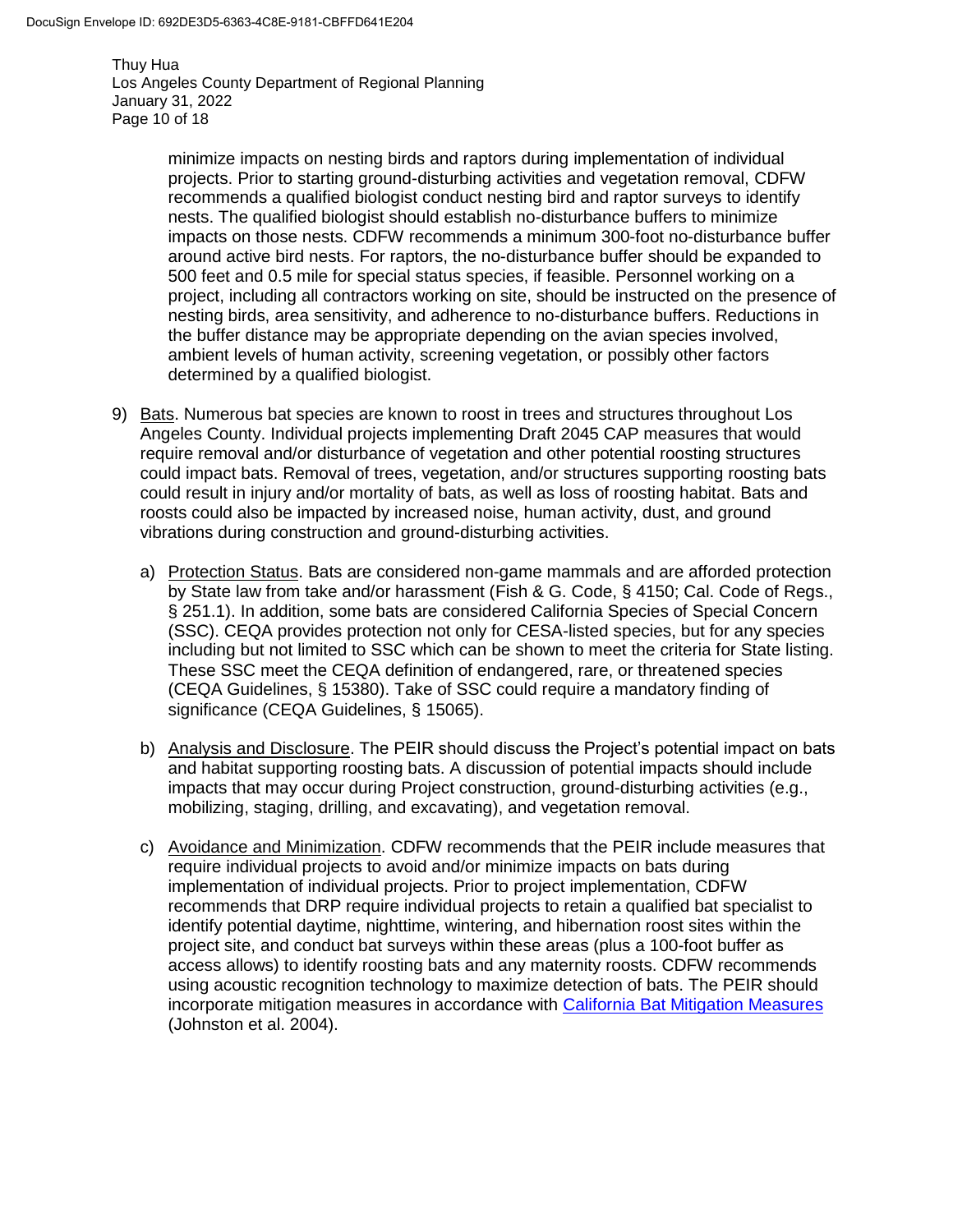minimize impacts on nesting birds and raptors during implementation of individual projects. Prior to starting ground-disturbing activities and vegetation removal, CDFW recommends a qualified biologist conduct nesting bird and raptor surveys to identify nests. The qualified biologist should establish no-disturbance buffers to minimize impacts on those nests. CDFW recommends a minimum 300-foot no-disturbance buffer around active bird nests. For raptors, the no-disturbance buffer should be expanded to 500 feet and 0.5 mile for special status species, if feasible. Personnel working on a project, including all contractors working on site, should be instructed on the presence of nesting birds, area sensitivity, and adherence to no-disturbance buffers. Reductions in the buffer distance may be appropriate depending on the avian species involved, ambient levels of human activity, screening vegetation, or possibly other factors determined by a qualified biologist.

9) Bats. Numerous bat species are known to roost in trees and structures throughout Los Angeles County. Individual projects implementing Draft 2045 CAP measures that would require removal and/or disturbance of vegetation and other potential roosting structures could impact bats. Removal of trees, vegetation, and/or structures supporting roosting bats could result in injury and/or mortality of bats, as well as loss of roosting habitat. Bats and roosts could also be impacted by increased noise, human activity, dust, and ground vibrations during construction and ground-disturbing activities.

   a) Protection Status. Bats are considered non-game mammals and are afforded protection by State law from take and/or harassment (Fish & G. Code, § 4150; Cal. Code of Regs., § 251.1). In addition, some bats are considered California Species of Special Concern (SSC). CEQA provides protection not only for CESA-listed species, but for any species including but not limited to SSC which can be shown to meet the criteria for State listing. These SSC meet the CEQA definition of endangered, rare, or threatened species (CEQA Guidelines, § 15380). Take of SSC could require a mandatory finding of significance (CEQA Guidelines, § 15065).

   b) Analysis and Disclosure. The PEIR should discuss the Project's potential impact on bats and habitat supporting roosting bats. A discussion of potential impacts should include impacts that may occur during Project construction, ground-disturbing activities (e.g., mobilizing, staging, drilling, and excavating), and vegetation removal.

   c) Avoidance and Minimization. CDFW recommends that the PEIR include measures that require individual projects to avoid and/or minimize impacts on bats during implementation of individual projects. Prior to project implementation, CDFW recommends that DRP require individual projects to retain a qualified bat specialist to identify potential daytime, nighttime, wintering, and hibernation roost sites within the project site, and conduct bat surveys within these areas (plus a 100-foot buffer as access allows) to identify roosting bats and any maternity roosts. CDFW recommends using acoustic recognition technology to maximize detection of bats. The PEIR should incorporate mitigation measures in accordance with California Bat Mitigation Measures (Johnston et al. 2004).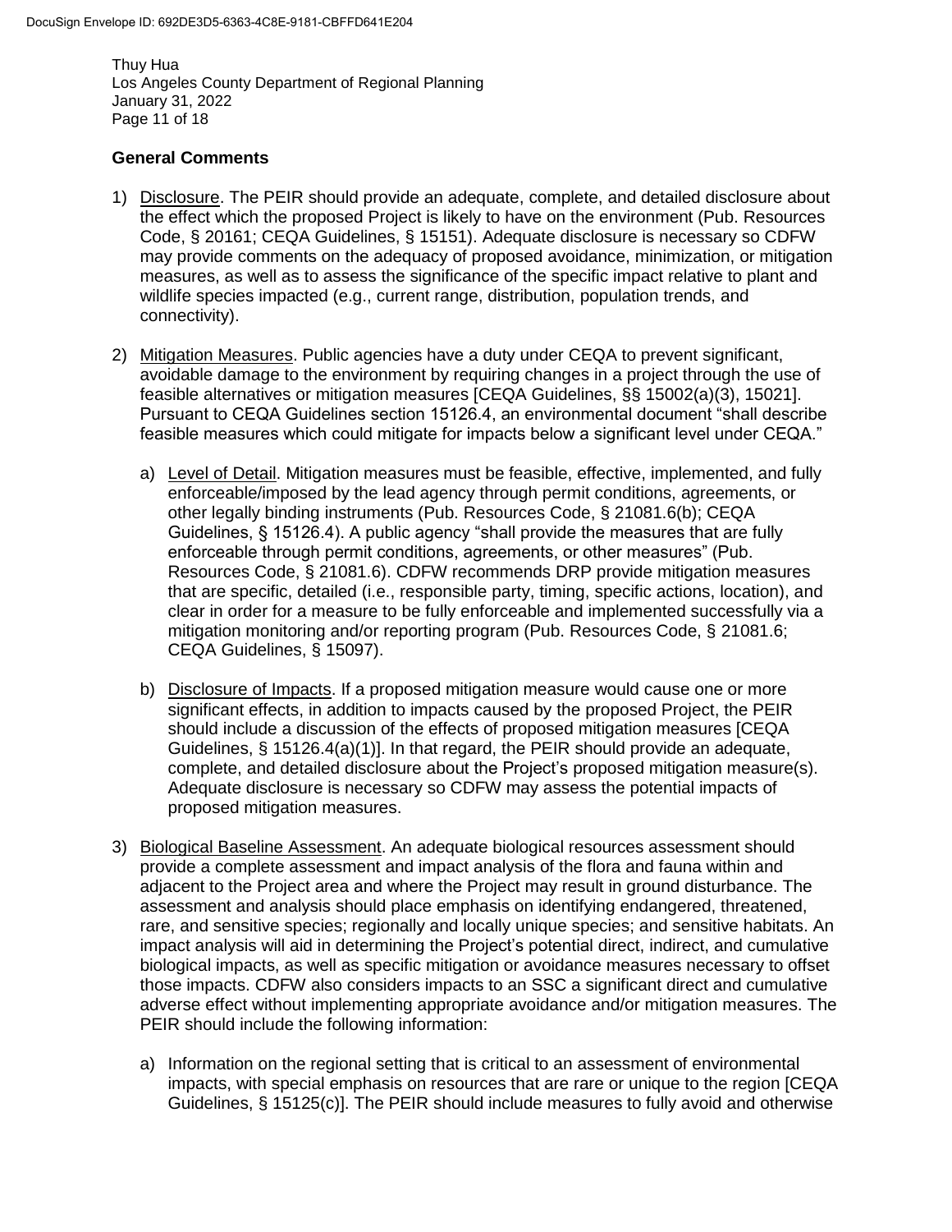Thuy Hua
Los Angeles County Department of Regional Planning
January 31, 2022

**General Comments**

1) Disclosure. The PEIR should provide an adequate, complete, and detailed disclosure about the effect which the proposed Project is likely to have on the environment (Pub. Resources Code, § 20161; CEQA Guidelines, § 15151). Adequate disclosure is necessary so CDFW may provide comments on the adequacy of proposed avoidance, minimization, or mitigation measures, as well as to assess the significance of the specific impact relative to plant and wildlife species impacted (e.g., current range, distribution, population trends, and connectivity).

2) Mitigation Measures. Public agencies have a duty under CEQA to prevent significant, avoidable damage to the environment by requiring changes in a project through the use of feasible alternatives or mitigation measures [CEQA Guidelines, §§ 15002(a)(3), 15021]. Pursuant to CEQA Guidelines section 15126.4, an environmental document "shall describe feasible measures which could mitigate for impacts below a significant level under CEQA."

   a) Level of Detail. Mitigation measures must be feasible, effective, implemented, and fully enforceable/imposed by the lead agency through permit conditions, agreements, or other legally binding instruments (Pub. Resources Code, § 21081.6(b); CEQA Guidelines, § 15126.4). A public agency "shall provide the measures that are fully enforceable through permit conditions, agreements, or other measures" (Pub. Resources Code, § 21081.6). CDFW recommends DRP provide mitigation measures that are specific, detailed (i.e., responsible party, timing, specific actions, location), and clear in order for a measure to be fully enforceable and implemented successfully via a mitigation monitoring and/or reporting program (Pub. Resources Code, § 21081.6; CEQA Guidelines, § 15097).

   b) Disclosure of Impacts. If a proposed mitigation measure would cause one or more significant effects, in addition to impacts caused by the proposed Project, the PEIR should include a discussion of the effects of proposed mitigation measures [CEQA Guidelines, § 15126.4(a)(1)]. In that regard, the PEIR should provide an adequate, complete, and detailed disclosure about the Project's proposed mitigation measure(s). Adequate disclosure is necessary so CDFW may assess the potential impacts of proposed mitigation measures.

3) Biological Baseline Assessment. An adequate biological resources assessment should provide a complete assessment and impact analysis of the flora and fauna within and adjacent to the Project area and where the Project may result in ground disturbance. The assessment and analysis should place emphasis on identifying endangered, threatened, rare, and sensitive species; regionally and locally unique species; and sensitive habitats. An impact analysis will aid in determining the Project's potential direct, indirect, and cumulative biological impacts, as well as specific mitigation or avoidance measures necessary to offset those impacts. CDFW also considers impacts to an SSC a significant direct and cumulative adverse effect without implementing appropriate avoidance and/or mitigation measures. The PEIR should include the following information:

   a) Information on the regional setting that is critical to an assessment of environmental impacts, with special emphasis on resources that are rare or unique to the region [CEQA Guidelines, § 15125(c)]. The PEIR should include measures to fully avoid and otherwise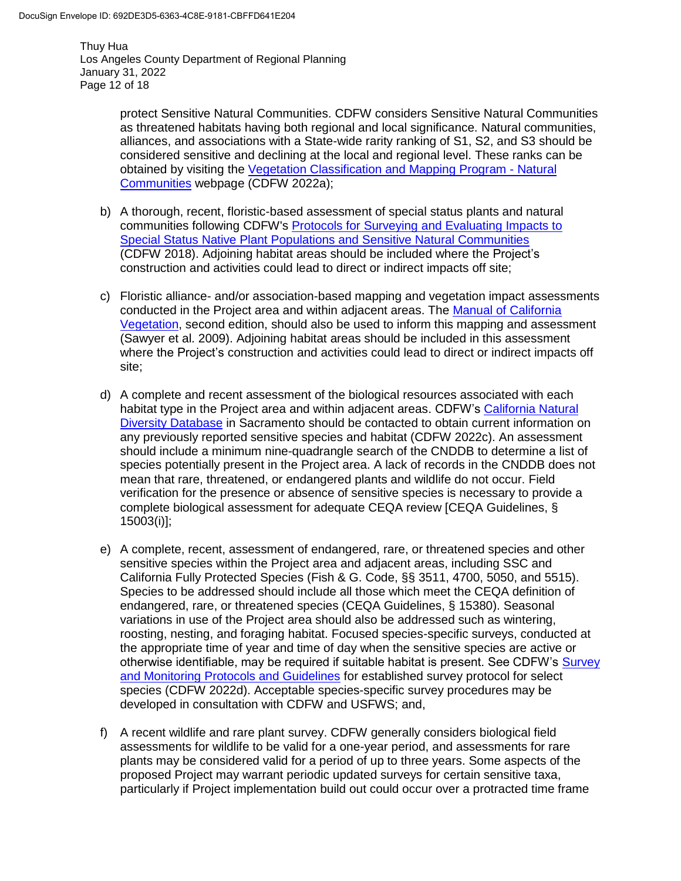protect Sensitive Natural Communities. CDFW considers Sensitive Natural Communities as threatened habitats having both regional and local significance. Natural communities, alliances, and associations with a State-wide rarity ranking of S1, S2, and S3 should be considered sensitive and declining at the local and regional level. These ranks can be obtained by visiting the [Vegetation Classification and Mapping Program - Natural Communities]() webpage (CDFW 2022a);

b) A thorough, recent, floristic-based assessment of special status plants and natural communities following CDFW's [Protocols for Surveying and Evaluating Impacts to Special Status Native Plant Populations and Sensitive Natural Communities]() (CDFW 2018). Adjoining habitat areas should be included where the Project's construction and activities could lead to direct or indirect impacts off site;

c) Floristic alliance- and/or association-based mapping and vegetation impact assessments conducted in the Project area and within adjacent areas. The [Manual of California Vegetation](), second edition, should also be used to inform this mapping and assessment (Sawyer et al. 2009). Adjoining habitat areas should be included in this assessment where the Project's construction and activities could lead to direct or indirect impacts off site;

d) A complete and recent assessment of the biological resources associated with each habitat type in the Project area and within adjacent areas. CDFW's [California Natural Diversity Database]() in Sacramento should be contacted to obtain current information on any previously reported sensitive species and habitat (CDFW 2022c). An assessment should include a minimum nine-quadrangle search of the CNDDB to determine a list of species potentially present in the Project area. A lack of records in the CNDDB does not mean that rare, threatened, or endangered plants and wildlife do not occur. Field verification for the presence or absence of sensitive species is necessary to provide a complete biological assessment for adequate CEQA review [CEQA Guidelines, § 15003(i)];

e) A complete, recent, assessment of endangered, rare, or threatened species and other sensitive species within the Project area and adjacent areas, including SSC and California Fully Protected Species (Fish & G. Code, §§ 3511, 4700, 5050, and 5515). Species to be addressed should include all those which meet the CEQA definition of endangered, rare, or threatened species (CEQA Guidelines, § 15380). Seasonal variations in use of the Project area should also be addressed such as wintering, roosting, nesting, and foraging habitat. Focused species-specific surveys, conducted at the appropriate time of year and time of day when the sensitive species are active or otherwise identifiable, may be required if suitable habitat is present. See CDFW's [Survey and Monitoring Protocols and Guidelines]() for established survey protocol for select species (CDFW 2022d). Acceptable species-specific survey procedures may be developed in consultation with CDFW and USFWS; and,

f) A recent wildlife and rare plant survey. CDFW generally considers biological field assessments for wildlife to be valid for a one-year period, and assessments for rare plants may be considered valid for a period of up to three years. Some aspects of the proposed Project may warrant periodic updated surveys for certain sensitive taxa, particularly if Project implementation build out could occur over a protracted time frame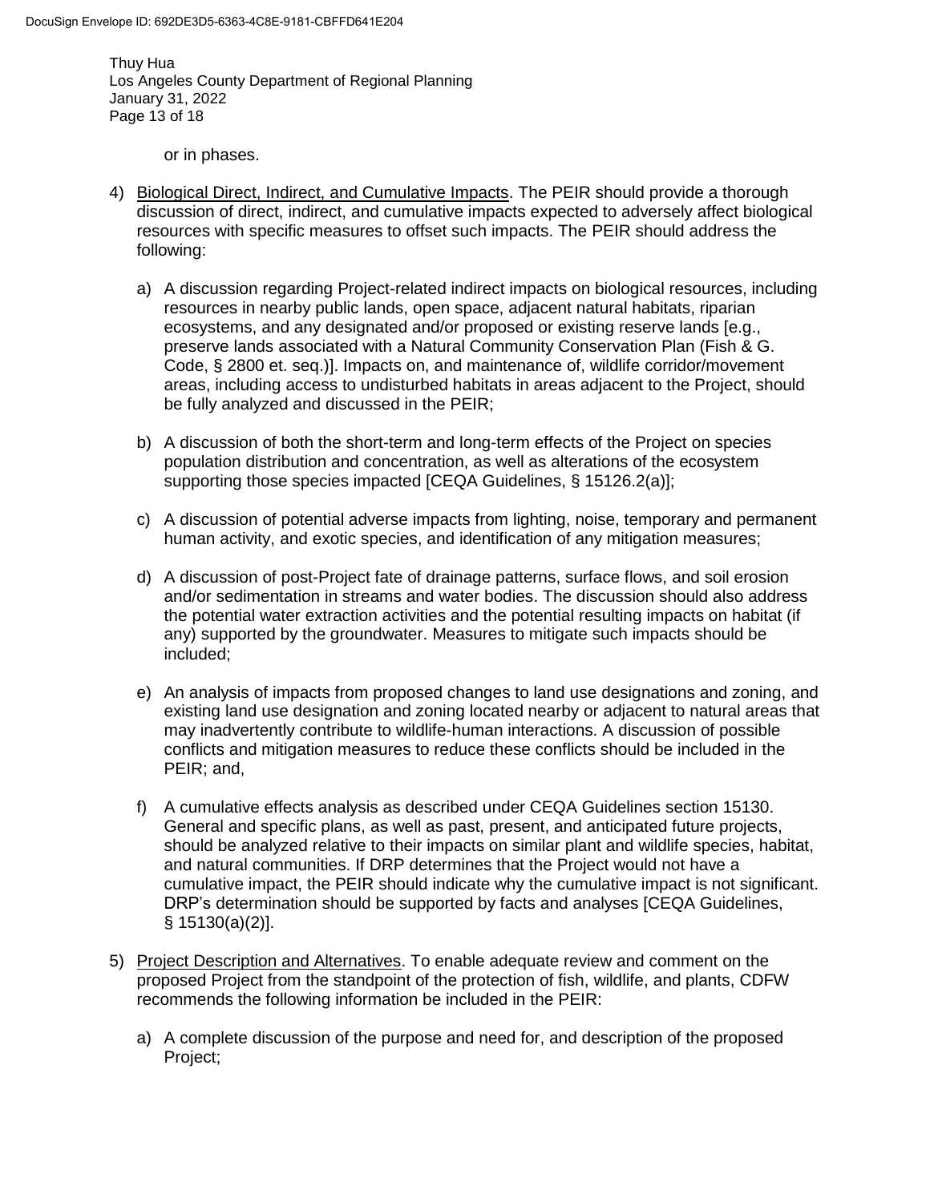or in phases.

4) Biological Direct, Indirect, and Cumulative Impacts. The PEIR should provide a thorough discussion of direct, indirect, and cumulative impacts expected to adversely affect biological resources with specific measures to offset such impacts. The PEIR should address the following:

   a) A discussion regarding Project-related indirect impacts on biological resources, including resources in nearby public lands, open space, adjacent natural habitats, riparian ecosystems, and any designated and/or proposed or existing reserve lands [e.g., preserve lands associated with a Natural Community Conservation Plan (Fish & G. Code, § 2800 et. seq.)]. Impacts on, and maintenance of, wildlife corridor/movement areas, including access to undisturbed habitats in areas adjacent to the Project, should be fully analyzed and discussed in the PEIR;

   b) A discussion of both the short-term and long-term effects of the Project on species population distribution and concentration, as well as alterations of the ecosystem supporting those species impacted [CEQA Guidelines, § 15126.2(a)];

   c) A discussion of potential adverse impacts from lighting, noise, temporary and permanent human activity, and exotic species, and identification of any mitigation measures;

   d) A discussion of post-Project fate of drainage patterns, surface flows, and soil erosion and/or sedimentation in streams and water bodies. The discussion should also address the potential water extraction activities and the potential resulting impacts on habitat (if any) supported by the groundwater. Measures to mitigate such impacts should be included;

   e) An analysis of impacts from proposed changes to land use designations and zoning, and existing land use designation and zoning located nearby or adjacent to natural areas that may inadvertently contribute to wildlife-human interactions. A discussion of possible conflicts and mitigation measures to reduce these conflicts should be included in the PEIR; and,

   f) A cumulative effects analysis as described under CEQA Guidelines section 15130. General and specific plans, as well as past, present, and anticipated future projects, should be analyzed relative to their impacts on similar plant and wildlife species, habitat, and natural communities. If DRP determines that the Project would not have a cumulative impact, the PEIR should indicate why the cumulative impact is not significant. DRP's determination should be supported by facts and analyses [CEQA Guidelines, § 15130(a)(2)].

5) Project Description and Alternatives. To enable adequate review and comment on the proposed Project from the standpoint of the protection of fish, wildlife, and plants, CDFW recommends the following information be included in the PEIR:

   a) A complete discussion of the purpose and need for, and description of the proposed Project;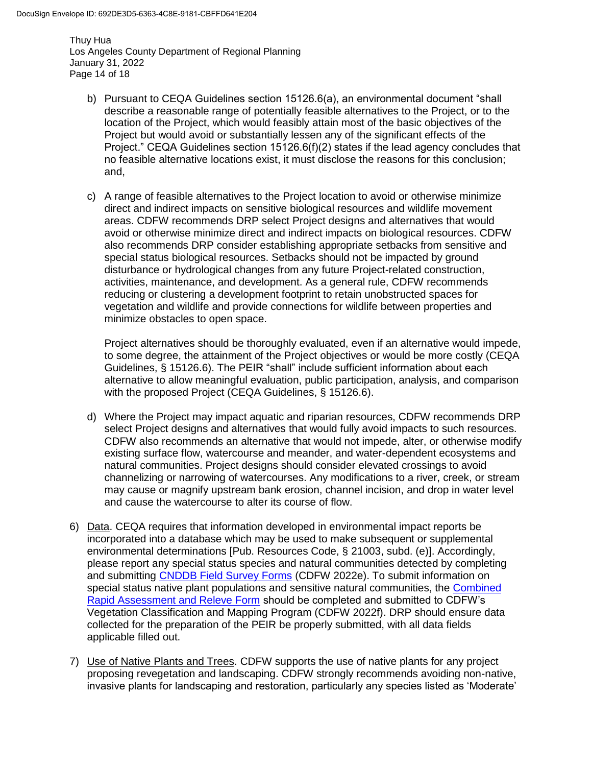b) Pursuant to CEQA Guidelines section 15126.6(a), an environmental document "shall describe a reasonable range of potentially feasible alternatives to the Project, or to the location of the Project, which would feasibly attain most of the basic objectives of the Project but would avoid or substantially lessen any of the significant effects of the Project." CEQA Guidelines section 15126.6(f)(2) states if the lead agency concludes that no feasible alternative locations exist, it must disclose the reasons for this conclusion; and,

c) A range of feasible alternatives to the Project location to avoid or otherwise minimize direct and indirect impacts on sensitive biological resources and wildlife movement areas. CDFW recommends DRP select Project designs and alternatives that would avoid or otherwise minimize direct and indirect impacts on biological resources. CDFW also recommends DRP consider establishing appropriate setbacks from sensitive and special status biological resources. Setbacks should not be impacted by ground disturbance or hydrological changes from any future Project-related construction, activities, maintenance, and development. As a general rule, CDFW recommends reducing or clustering a development footprint to retain unobstructed spaces for vegetation and wildlife and provide connections for wildlife between properties and minimize obstacles to open space.

   Project alternatives should be thoroughly evaluated, even if an alternative would impede, to some degree, the attainment of the Project objectives or would be more costly (CEQA Guidelines, § 15126.6). The PEIR "shall" include sufficient information about each alternative to allow meaningful evaluation, public participation, analysis, and comparison with the proposed Project (CEQA Guidelines, § 15126.6).

d) Where the Project may impact aquatic and riparian resources, CDFW recommends DRP select Project designs and alternatives that would fully avoid impacts to such resources. CDFW also recommends an alternative that would not impede, alter, or otherwise modify existing surface flow, watercourse and meander, and water-dependent ecosystems and natural communities. Project designs should consider elevated crossings to avoid channelizing or narrowing of watercourses. Any modifications to a river, creek, or stream may cause or magnify upstream bank erosion, channel incision, and drop in water level and cause the watercourse to alter its course of flow.

6) Data. CEQA requires that information developed in environmental impact reports be incorporated into a database which may be used to make subsequent or supplemental environmental determinations [Pub. Resources Code, § 21003, subd. (e)]. Accordingly, please report any special status species and natural communities detected by completing and submitting CNDDB Field Survey Forms (CDFW 2022e). To submit information on special status native plant populations and sensitive natural communities, the Combined Rapid Assessment and Releve Form should be completed and submitted to CDFW's Vegetation Classification and Mapping Program (CDFW 2022f). DRP should ensure data collected for the preparation of the PEIR be properly submitted, with all data fields applicable filled out.

7) Use of Native Plants and Trees. CDFW supports the use of native plants for any project proposing revegetation and landscaping. CDFW strongly recommends avoiding non-native, invasive plants for landscaping and restoration, particularly any species listed as 'Moderate'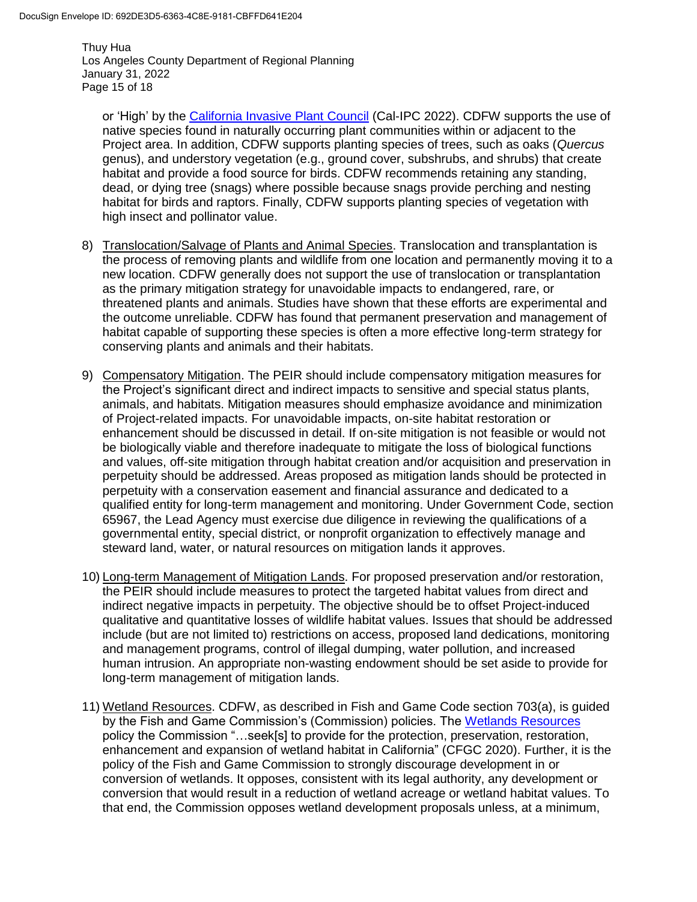or 'High' by the [California Invasive Plant Council](#) (Cal-IPC 2022). CDFW supports the use of native species found in naturally occurring plant communities within or adjacent to the Project area. In addition, CDFW supports planting species of trees, such as oaks (*Quercus* genus), and understory vegetation (e.g., ground cover, subshrubs, and shrubs) that create habitat and provide a food source for birds. CDFW recommends retaining any standing, dead, or dying tree (snags) where possible because snags provide perching and nesting habitat for birds and raptors. Finally, CDFW supports planting species of vegetation with high insect and pollinator value.

8) Translocation/Salvage of Plants and Animal Species. Translocation and transplantation is the process of removing plants and wildlife from one location and permanently moving it to a new location. CDFW generally does not support the use of translocation or transplantation as the primary mitigation strategy for unavoidable impacts to endangered, rare, or threatened plants and animals. Studies have shown that these efforts are experimental and the outcome unreliable. CDFW has found that permanent preservation and management of habitat capable of supporting these species is often a more effective long-term strategy for conserving plants and animals and their habitats.

9) Compensatory Mitigation. The PEIR should include compensatory mitigation measures for the Project's significant direct and indirect impacts to sensitive and special status plants, animals, and habitats. Mitigation measures should emphasize avoidance and minimization of Project-related impacts. For unavoidable impacts, on-site habitat restoration or enhancement should be discussed in detail. If on-site mitigation is not feasible or would not be biologically viable and therefore inadequate to mitigate the loss of biological functions and values, off-site mitigation through habitat creation and/or acquisition and preservation in perpetuity should be addressed. Areas proposed as mitigation lands should be protected in perpetuity with a conservation easement and financial assurance and dedicated to a qualified entity for long-term management and monitoring. Under Government Code, section 65967, the Lead Agency must exercise due diligence in reviewing the qualifications of a governmental entity, special district, or nonprofit organization to effectively manage and steward land, water, or natural resources on mitigation lands it approves.

10) Long-term Management of Mitigation Lands. For proposed preservation and/or restoration, the PEIR should include measures to protect the targeted habitat values from direct and indirect negative impacts in perpetuity. The objective should be to offset Project-induced qualitative and quantitative losses of wildlife habitat values. Issues that should be addressed include (but are not limited to) restrictions on access, proposed land dedications, monitoring and management programs, control of illegal dumping, water pollution, and increased human intrusion. An appropriate non-wasting endowment should be set aside to provide for long-term management of mitigation lands.

11) Wetland Resources. CDFW, as described in Fish and Game Code section 703(a), is guided by the Fish and Game Commission's (Commission) policies. The [Wetlands Resources](#) policy the Commission "…seek[s] to provide for the protection, preservation, restoration, enhancement and expansion of wetland habitat in California" (CFGC 2020). Further, it is the policy of the Fish and Game Commission to strongly discourage development in or conversion of wetlands. It opposes, consistent with its legal authority, any development or conversion that would result in a reduction of wetland acreage or wetland habitat values. To that end, the Commission opposes wetland development proposals unless, at a minimum,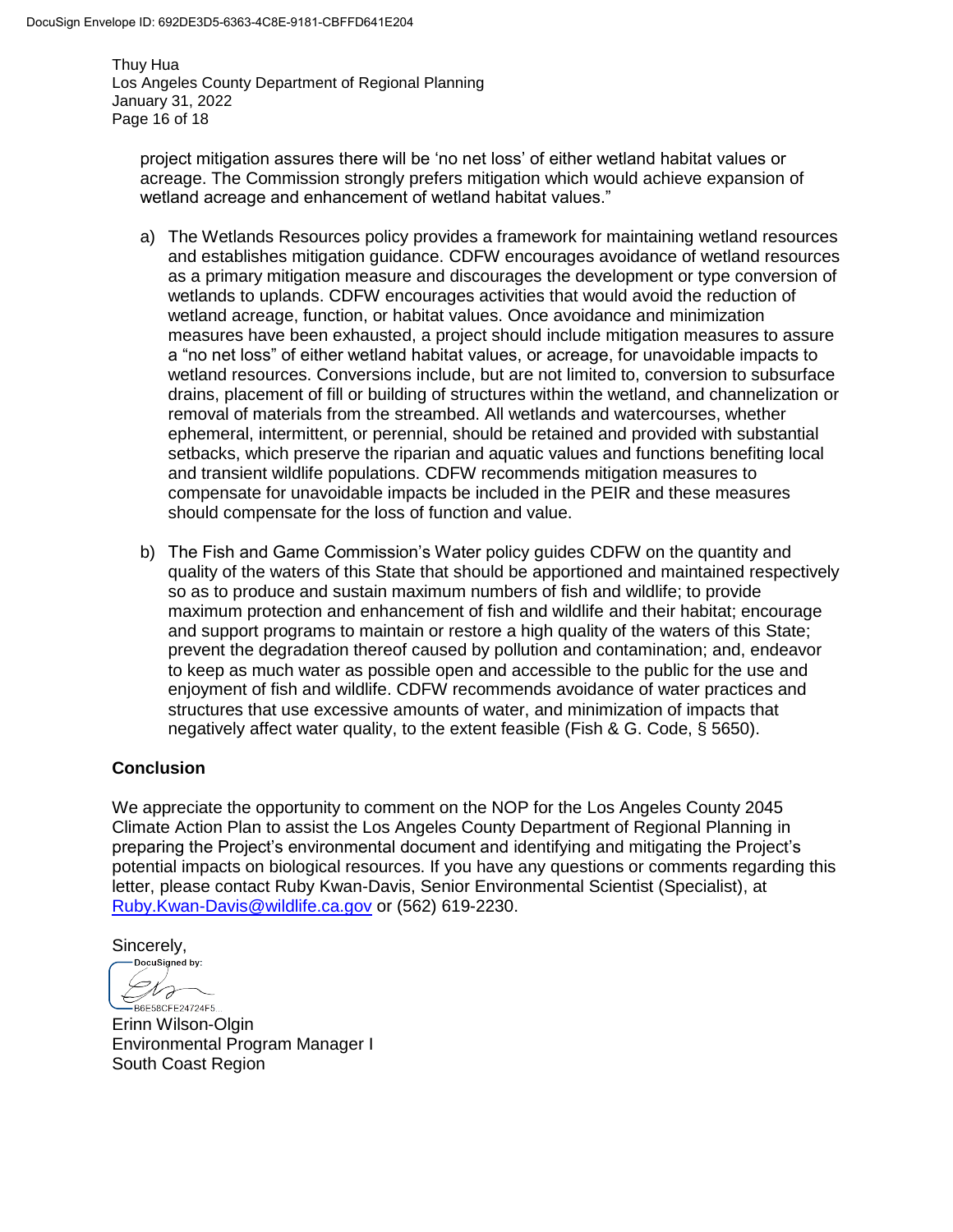project mitigation assures there will be 'no net loss' of either wetland habitat values or acreage. The Commission strongly prefers mitigation which would achieve expansion of wetland acreage and enhancement of wetland habitat values."

a) The Wetlands Resources policy provides a framework for maintaining wetland resources and establishes mitigation guidance. CDFW encourages avoidance of wetland resources as a primary mitigation measure and discourages the development or type conversion of wetlands to uplands. CDFW encourages activities that would avoid the reduction of wetland acreage, function, or habitat values. Once avoidance and minimization measures have been exhausted, a project should include mitigation measures to assure a "no net loss" of either wetland habitat values, or acreage, for unavoidable impacts to wetland resources. Conversions include, but are not limited to, conversion to subsurface drains, placement of fill or building of structures within the wetland, and channelization or removal of materials from the streambed. All wetlands and watercourses, whether ephemeral, intermittent, or perennial, should be retained and provided with substantial setbacks, which preserve the riparian and aquatic values and functions benefiting local and transient wildlife populations. CDFW recommends mitigation measures to compensate for unavoidable impacts be included in the PEIR and these measures should compensate for the loss of function and value.

b) The Fish and Game Commission's Water policy guides CDFW on the quantity and quality of the waters of this State that should be apportioned and maintained respectively so as to produce and sustain maximum numbers of fish and wildlife; to provide maximum protection and enhancement of fish and wildlife and their habitat; encourage and support programs to maintain or restore a high quality of the waters of this State; prevent the degradation thereof caused by pollution and contamination; and, endeavor to keep as much water as possible open and accessible to the public for the use and enjoyment of fish and wildlife. CDFW recommends avoidance of water practices and structures that use excessive amounts of water, and minimization of impacts that negatively affect water quality, to the extent feasible (Fish & G. Code, § 5650).

## Conclusion

We appreciate the opportunity to comment on the NOP for the Los Angeles County 2045 Climate Action Plan to assist the Los Angeles County Department of Regional Planning in preparing the Project's environmental document and identifying and mitigating the Project's potential impacts on biological resources. If you have any questions or comments regarding this letter, please contact Ruby Kwan-Davis, Senior Environmental Scientist (Specialist), at Ruby.Kwan-Davis@wildlife.ca.gov or (562) 619-2230.

Sincerely,

DocuSigned by:

B6E58CFE24724F5...

Erinn Wilson-Olgin
Environmental Program Manager I
South Coast Region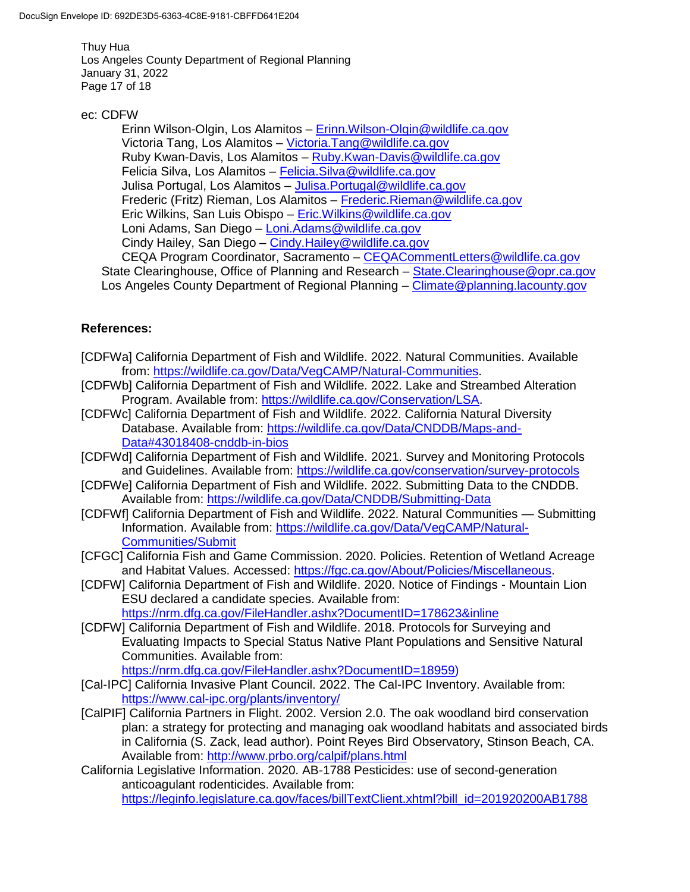ec: CDFW

Erinn Wilson-Olgin, Los Alamitos – Erinn.Wilson-Olgin@wildlife.ca.gov
Victoria Tang, Los Alamitos – Victoria.Tang@wildlife.ca.gov
Ruby Kwan-Davis, Los Alamitos – Ruby.Kwan-Davis@wildlife.ca.gov
Felicia Silva, Los Alamitos – Felicia.Silva@wildlife.ca.gov
Julisa Portugal, Los Alamitos – Julisa.Portugal@wildlife.ca.gov
Frederic (Fritz) Rieman, Los Alamitos – Frederic.Rieman@wildlife.ca.gov
Eric Wilkins, San Luis Obispo – Eric.Wilkins@wildlife.ca.gov
Loni Adams, San Diego – Loni.Adams@wildlife.ca.gov
Cindy Hailey, San Diego – Cindy.Hailey@wildlife.ca.gov
CEQA Program Coordinator, Sacramento – CEQACommentLetters@wildlife.ca.gov

State Clearinghouse, Office of Planning and Research – State.Clearinghouse@opr.ca.gov
Los Angeles County Department of Regional Planning – Climate@planning.lacounty.gov

**References:**

[CDFWa] California Department of Fish and Wildlife. 2022. Natural Communities. Available from: https://wildlife.ca.gov/Data/VegCAMP/Natural-Communities.

[CDFWb] California Department of Fish and Wildlife. 2022. Lake and Streambed Alteration Program. Available from: https://wildlife.ca.gov/Conservation/LSA.

[CDFWc] California Department of Fish and Wildlife. 2022. California Natural Diversity Database. Available from: https://wildlife.ca.gov/Data/CNDDB/Maps-and-Data#43018408-cnddb-in-bios

[CDFWd] California Department of Fish and Wildlife. 2021. Survey and Monitoring Protocols and Guidelines. Available from: https://wildlife.ca.gov/conservation/survey-protocols

[CDFWe] California Department of Fish and Wildlife. 2022. Submitting Data to the CNDDB. Available from: https://wildlife.ca.gov/Data/CNDDB/Submitting-Data

[CDFWf] California Department of Fish and Wildlife. 2022. Natural Communities — Submitting Information. Available from: https://wildlife.ca.gov/Data/VegCAMP/Natural-Communities/Submit

[CFGC] California Fish and Game Commission. 2020. Policies. Retention of Wetland Acreage and Habitat Values. Accessed: https://fgc.ca.gov/About/Policies/Miscellaneous.

[CDFW] California Department of Fish and Wildlife. 2020. Notice of Findings - Mountain Lion ESU declared a candidate species. Available from: https://nrm.dfg.ca.gov/FileHandler.ashx?DocumentID=178623&inline

[CDFW] California Department of Fish and Wildlife. 2018. Protocols for Surveying and Evaluating Impacts to Special Status Native Plant Populations and Sensitive Natural Communities. Available from: https://nrm.dfg.ca.gov/FileHandler.ashx?DocumentID=18959)

[Cal-IPC] California Invasive Plant Council. 2022. The Cal-IPC Inventory. Available from: https://www.cal-ipc.org/plants/inventory/

[CalPIF] California Partners in Flight. 2002. Version 2.0. The oak woodland bird conservation plan: a strategy for protecting and managing oak woodland habitats and associated birds in California (S. Zack, lead author). Point Reyes Bird Observatory, Stinson Beach, CA. Available from: http://www.prbo.org/calpif/plans.html

California Legislative Information. 2020. AB-1788 Pesticides: use of second-generation anticoagulant rodenticides. Available from: https://leginfo.legislature.ca.gov/faces/billTextClient.xhtml?bill_id=201920200AB1788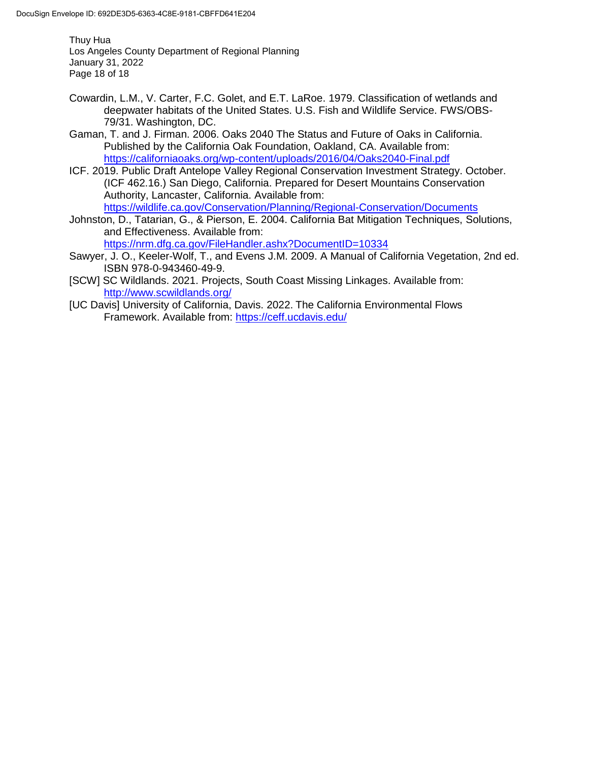Cowardin, L.M., V. Carter, F.C. Golet, and E.T. LaRoe. 1979. Classification of wetlands and deepwater habitats of the United States. U.S. Fish and Wildlife Service. FWS/OBS-79/31. Washington, DC.

Gaman, T. and J. Firman. 2006. Oaks 2040 The Status and Future of Oaks in California. Published by the California Oak Foundation, Oakland, CA. Available from: https://californiaoaks.org/wp-content/uploads/2016/04/Oaks2040-Final.pdf

ICF. 2019. Public Draft Antelope Valley Regional Conservation Investment Strategy. October. (ICF 462.16.) San Diego, California. Prepared for Desert Mountains Conservation Authority, Lancaster, California. Available from: https://wildlife.ca.gov/Conservation/Planning/Regional-Conservation/Documents

Johnston, D., Tatarian, G., & Pierson, E. 2004. California Bat Mitigation Techniques, Solutions, and Effectiveness. Available from: https://nrm.dfg.ca.gov/FileHandler.ashx?DocumentID=10334

Sawyer, J. O., Keeler-Wolf, T., and Evens J.M. 2009. A Manual of California Vegetation, 2nd ed. ISBN 978-0-943460-49-9.

[SCW] SC Wildlands. 2021. Projects, South Coast Missing Linkages. Available from: http://www.scwildlands.org/

[UC Davis] University of California, Davis. 2022. The California Environmental Flows Framework. Available from: https://ceff.ucdavis.edu/